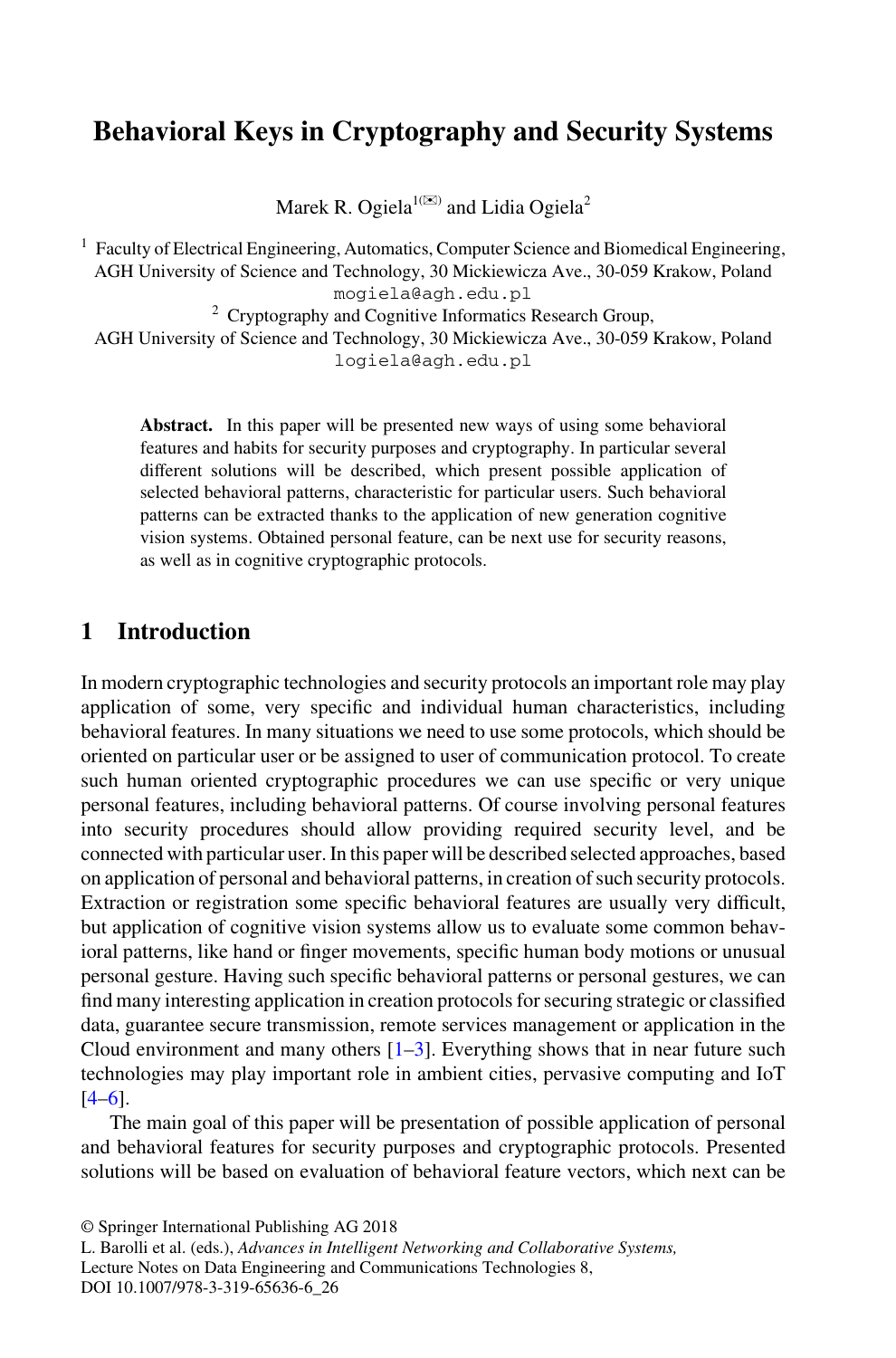# Behavioral Keys in Cryptography and Security Systems

Marek R. Ogiela[1(✉)] and Lidia Ogiela[2]

[1] Faculty of Electrical Engineering, Automatics, Computer Science and Biomedical Engineering, AGH University of Science and Technology, 30 Mickiewicza Ave., 30-059 Krakow, Poland
mogiela@agh.edu.pl

[2] Cryptography and Cognitive Informatics Research Group, AGH University of Science and Technology, 30 Mickiewicza Ave., 30-059 Krakow, Poland
logiela@agh.edu.pl

**Abstract.** In this paper will be presented new ways of using some behavioral features and habits for security purposes and cryptography. In particular several different solutions will be described, which present possible application of selected behavioral patterns, characteristic for particular users. Such behavioral patterns can be extracted thanks to the application of new generation cognitive vision systems. Obtained personal feature, can be next use for security reasons, as well as in cognitive cryptographic protocols.

## 1 Introduction

In modern cryptographic technologies and security protocols an important role may play application of some, very specific and individual human characteristics, including behavioral features. In many situations we need to use some protocols, which should be oriented on particular user or be assigned to user of communication protocol. To create such human oriented cryptographic procedures we can use specific or very unique personal features, including behavioral patterns. Of course involving personal features into security procedures should allow providing required security level, and be connected with particular user. In this paper will be described selected approaches, based on application of personal and behavioral patterns, in creation of such security protocols. Extraction or registration some specific behavioral features are usually very difficult, but application of cognitive vision systems allow us to evaluate some common behavioral patterns, like hand or finger movements, specific human body motions or unusual personal gesture. Having such specific behavioral patterns or personal gestures, we can find many interesting application in creation protocols for securing strategic or classified data, guarantee secure transmission, remote services management or application in the Cloud environment and many others [1–3]. Everything shows that in near future such technologies may play important role in ambient cities, pervasive computing and IoT [4–6].

The main goal of this paper will be presentation of possible application of personal and behavioral features for security purposes and cryptographic protocols. Presented solutions will be based on evaluation of behavioral feature vectors, which next can be

© Springer International Publishing AG 2018
L. Barolli et al. (eds.), *Advances in Intelligent Networking and Collaborative Systems,*
Lecture Notes on Data Engineering and Communications Technologies 8,
DOI 10.1007/978-3-319-65636-6_26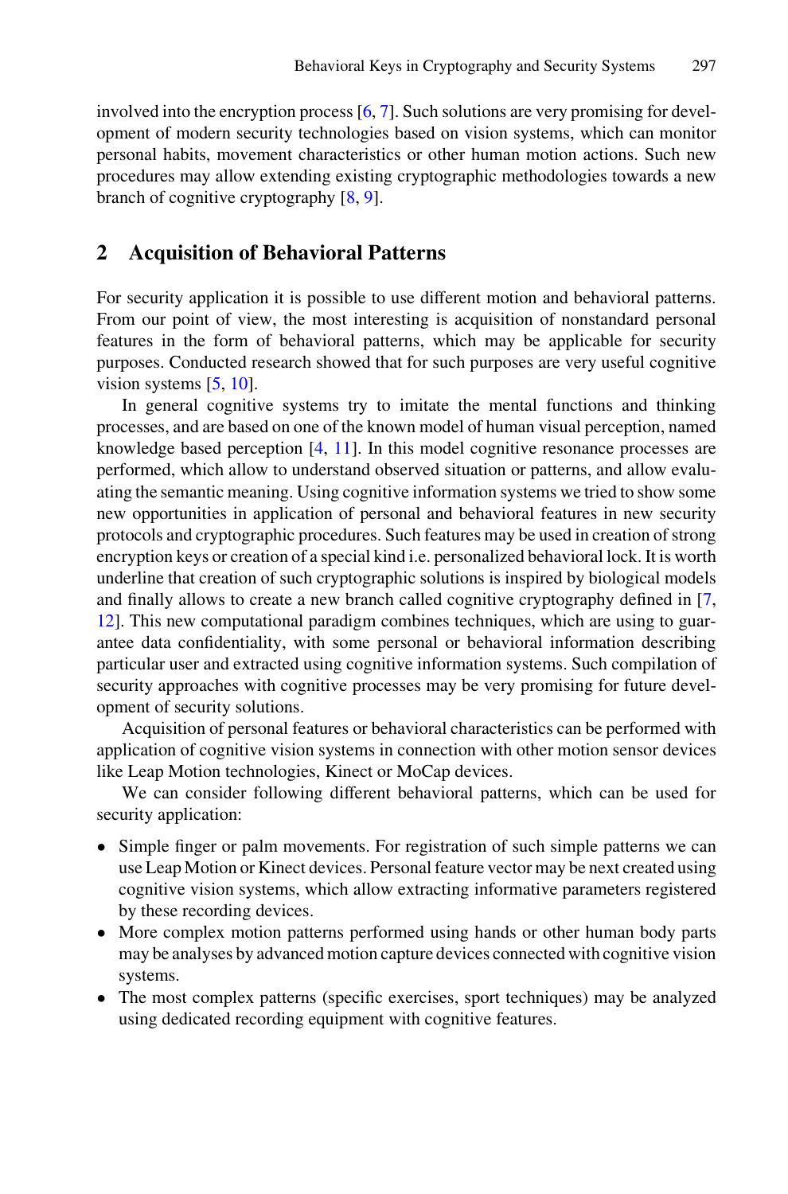involved into the encryption process [6, 7]. Such solutions are very promising for development of modern security technologies based on vision systems, which can monitor personal habits, movement characteristics or other human motion actions. Such new procedures may allow extending existing cryptographic methodologies towards a new branch of cognitive cryptography [8, 9].

## 2 Acquisition of Behavioral Patterns

For security application it is possible to use different motion and behavioral patterns. From our point of view, the most interesting is acquisition of nonstandard personal features in the form of behavioral patterns, which may be applicable for security purposes. Conducted research showed that for such purposes are very useful cognitive vision systems [5, 10].

In general cognitive systems try to imitate the mental functions and thinking processes, and are based on one of the known model of human visual perception, named knowledge based perception [4, 11]. In this model cognitive resonance processes are performed, which allow to understand observed situation or patterns, and allow evaluating the semantic meaning. Using cognitive information systems we tried to show some new opportunities in application of personal and behavioral features in new security protocols and cryptographic procedures. Such features may be used in creation of strong encryption keys or creation of a special kind i.e. personalized behavioral lock. It is worth underline that creation of such cryptographic solutions is inspired by biological models and finally allows to create a new branch called cognitive cryptography defined in [7, 12]. This new computational paradigm combines techniques, which are using to guarantee data confidentiality, with some personal or behavioral information describing particular user and extracted using cognitive information systems. Such compilation of security approaches with cognitive processes may be very promising for future development of security solutions.

Acquisition of personal features or behavioral characteristics can be performed with application of cognitive vision systems in connection with other motion sensor devices like Leap Motion technologies, Kinect or MoCap devices.

We can consider following different behavioral patterns, which can be used for security application:

- Simple finger or palm movements. For registration of such simple patterns we can use Leap Motion or Kinect devices. Personal feature vector may be next created using cognitive vision systems, which allow extracting informative parameters registered by these recording devices.
- More complex motion patterns performed using hands or other human body parts may be analyses by advanced motion capture devices connected with cognitive vision systems.
- The most complex patterns (specific exercises, sport techniques) may be analyzed using dedicated recording equipment with cognitive features.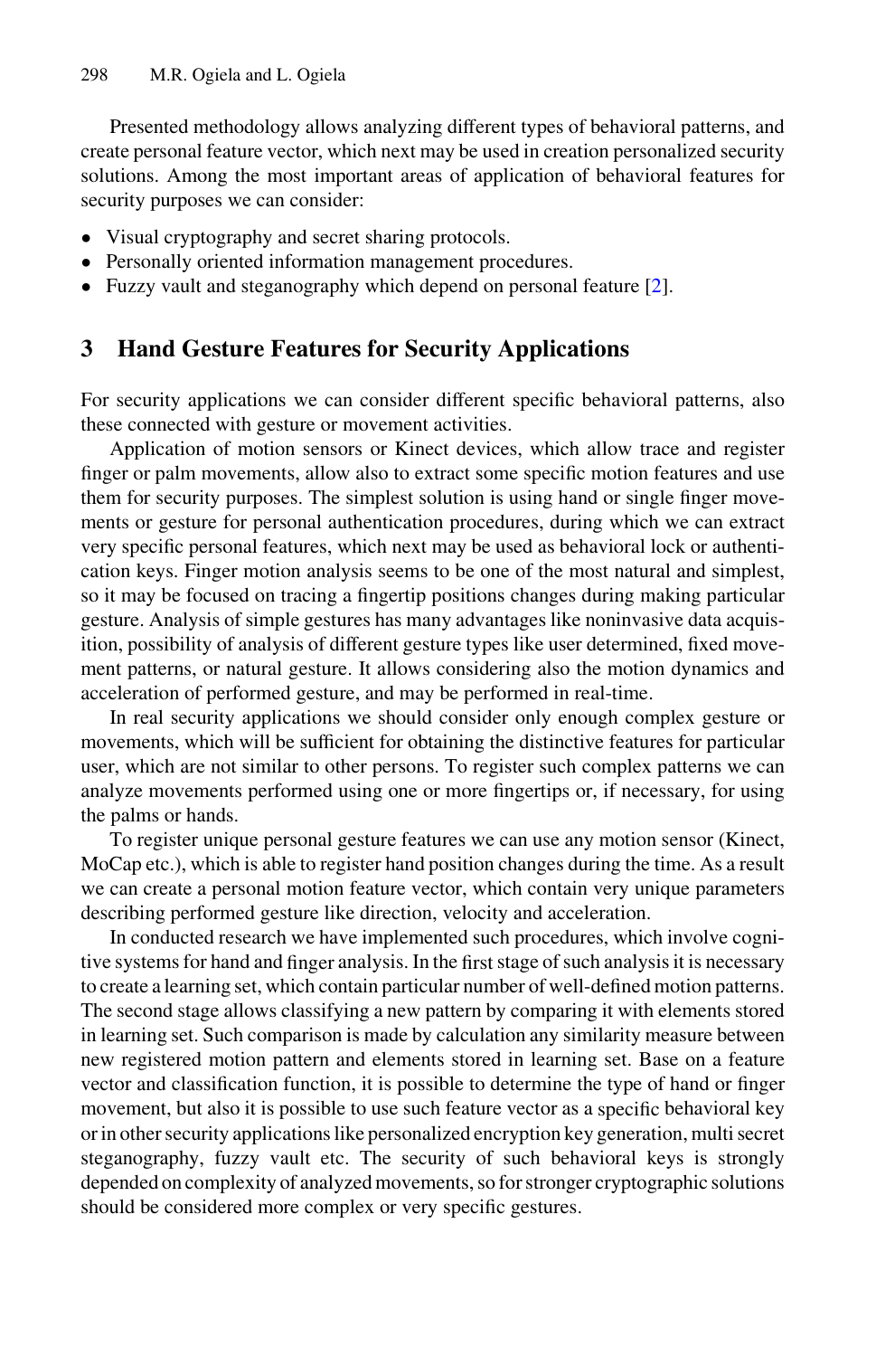Presented methodology allows analyzing different types of behavioral patterns, and create personal feature vector, which next may be used in creation personalized security solutions. Among the most important areas of application of behavioral features for security purposes we can consider:

- Visual cryptography and secret sharing protocols.
- Personally oriented information management procedures.
- Fuzzy vault and steganography which depend on personal feature [2].

## 3 Hand Gesture Features for Security Applications

For security applications we can consider different specific behavioral patterns, also these connected with gesture or movement activities.

Application of motion sensors or Kinect devices, which allow trace and register finger or palm movements, allow also to extract some specific motion features and use them for security purposes. The simplest solution is using hand or single finger movements or gesture for personal authentication procedures, during which we can extract very specific personal features, which next may be used as behavioral lock or authentication keys. Finger motion analysis seems to be one of the most natural and simplest, so it may be focused on tracing a fingertip positions changes during making particular gesture. Analysis of simple gestures has many advantages like noninvasive data acquisition, possibility of analysis of different gesture types like user determined, fixed movement patterns, or natural gesture. It allows considering also the motion dynamics and acceleration of performed gesture, and may be performed in real-time.

In real security applications we should consider only enough complex gesture or movements, which will be sufficient for obtaining the distinctive features for particular user, which are not similar to other persons. To register such complex patterns we can analyze movements performed using one or more fingertips or, if necessary, for using the palms or hands.

To register unique personal gesture features we can use any motion sensor (Kinect, MoCap etc.), which is able to register hand position changes during the time. As a result we can create a personal motion feature vector, which contain very unique parameters describing performed gesture like direction, velocity and acceleration.

In conducted research we have implemented such procedures, which involve cognitive systems for hand and finger analysis. In the first stage of such analysis it is necessary to create a learning set, which contain particular number of well-defined motion patterns. The second stage allows classifying a new pattern by comparing it with elements stored in learning set. Such comparison is made by calculation any similarity measure between new registered motion pattern and elements stored in learning set. Base on a feature vector and classification function, it is possible to determine the type of hand or finger movement, but also it is possible to use such feature vector as a specific behavioral key or in other security applications like personalized encryption key generation, multi secret steganography, fuzzy vault etc. The security of such behavioral keys is strongly depended on complexity of analyzed movements, so for stronger cryptographic solutions should be considered more complex or very specific gestures.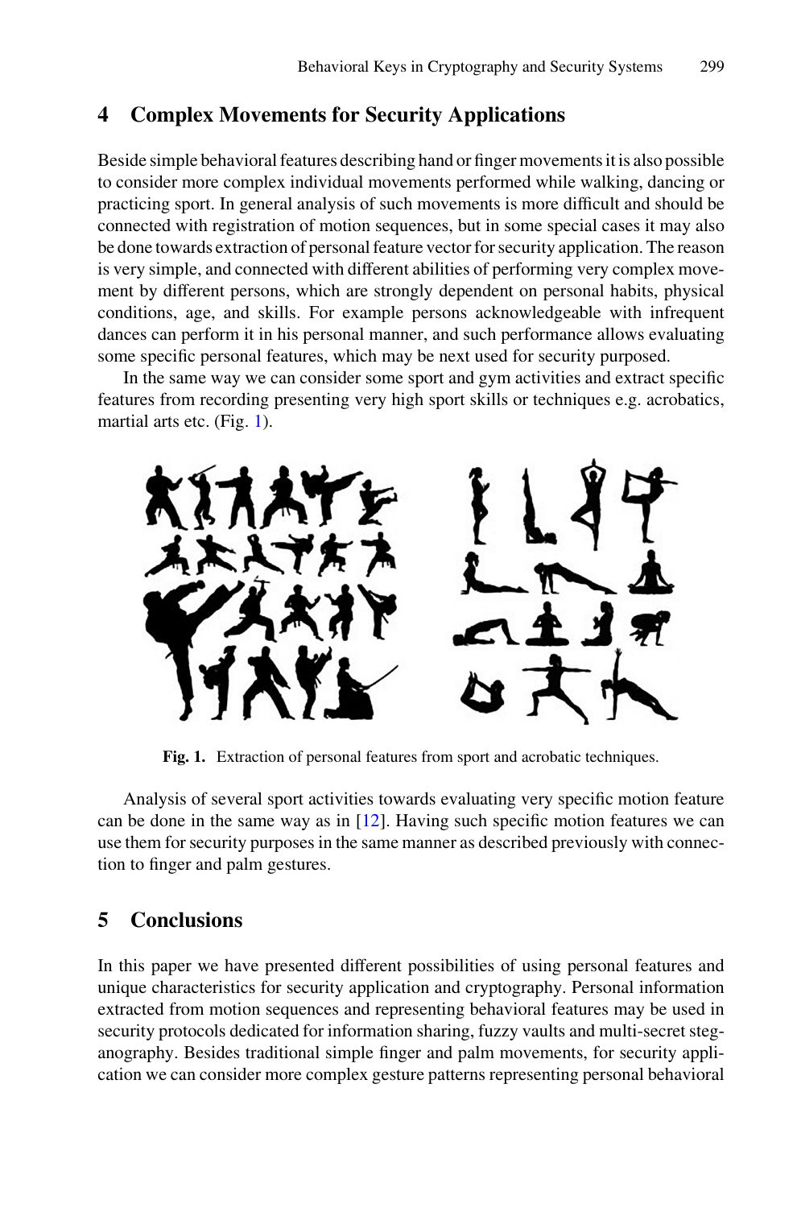## 4 Complex Movements for Security Applications

Beside simple behavioral features describing hand or finger movements it is also possible to consider more complex individual movements performed while walking, dancing or practicing sport. In general analysis of such movements is more difficult and should be connected with registration of motion sequences, but in some special cases it may also be done towards extraction of personal feature vector for security application. The reason is very simple, and connected with different abilities of performing very complex movement by different persons, which are strongly dependent on personal habits, physical conditions, age, and skills. For example persons acknowledgeable with infrequent dances can perform it in his personal manner, and such performance allows evaluating some specific personal features, which may be next used for security purposed.

In the same way we can consider some sport and gym activities and extract specific features from recording presenting very high sport skills or techniques e.g. acrobatics, martial arts etc. (Fig. 1).

**Fig. 1.** Extraction of personal features from sport and acrobatic techniques.

Analysis of several sport activities towards evaluating very specific motion feature can be done in the same way as in [12]. Having such specific motion features we can use them for security purposes in the same manner as described previously with connection to finger and palm gestures.

## 5 Conclusions

In this paper we have presented different possibilities of using personal features and unique characteristics for security application and cryptography. Personal information extracted from motion sequences and representing behavioral features may be used in security protocols dedicated for information sharing, fuzzy vaults and multi-secret steganography. Besides traditional simple finger and palm movements, for security application we can consider more complex gesture patterns representing personal behavioral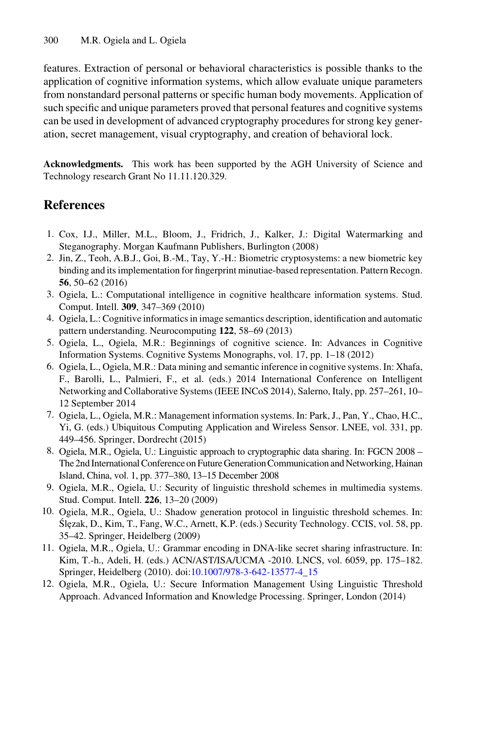features. Extraction of personal or behavioral characteristics is possible thanks to the application of cognitive information systems, which allow evaluate unique parameters from nonstandard personal patterns or specific human body movements. Application of such specific and unique parameters proved that personal features and cognitive systems can be used in development of advanced cryptography procedures for strong key generation, secret management, visual cryptography, and creation of behavioral lock.

**Acknowledgments.** This work has been supported by the AGH University of Science and Technology research Grant No 11.11.120.329.

## References

1. Cox, I.J., Miller, M.L., Bloom, J., Fridrich, J., Kalker, J.: Digital Watermarking and Steganography. Morgan Kaufmann Publishers, Burlington (2008)
2. Jin, Z., Teoh, A.B.J., Goi, B.-M., Tay, Y.-H.: Biometric cryptosystems: a new biometric key binding and its implementation for fingerprint minutiae-based representation. Pattern Recogn. **56**, 50–62 (2016)
3. Ogiela, L.: Computational intelligence in cognitive healthcare information systems. Stud. Comput. Intell. **309**, 347–369 (2010)
4. Ogiela, L.: Cognitive informatics in image semantics description, identification and automatic pattern understanding. Neurocomputing **122**, 58–69 (2013)
5. Ogiela, L., Ogiela, M.R.: Beginnings of cognitive science. In: Advances in Cognitive Information Systems. Cognitive Systems Monographs, vol. 17, pp. 1–18 (2012)
6. Ogiela, L., Ogiela, M.R.: Data mining and semantic inference in cognitive systems. In: Xhafa, F., Barolli, L., Palmieri, F., et al. (eds.) 2014 International Conference on Intelligent Networking and Collaborative Systems (IEEE INCoS 2014), Salerno, Italy, pp. 257–261, 10–12 September 2014
7. Ogiela, L., Ogiela, M.R.: Management information systems. In: Park, J., Pan, Y., Chao, H.C., Yi, G. (eds.) Ubiquitous Computing Application and Wireless Sensor. LNEE, vol. 331, pp. 449–456. Springer, Dordrecht (2015)
8. Ogiela, M.R., Ogiela, U.: Linguistic approach to cryptographic data sharing. In: FGCN 2008 – The 2nd International Conference on Future Generation Communication and Networking, Hainan Island, China, vol. 1, pp. 377–380, 13–15 December 2008
9. Ogiela, M.R., Ogiela, U.: Security of linguistic threshold schemes in multimedia systems. Stud. Comput. Intell. **226**, 13–20 (2009)
10. Ogiela, M.R., Ogiela, U.: Shadow generation protocol in linguistic threshold schemes. In: Ślęzak, D., Kim, T., Fang, W.C., Arnett, K.P. (eds.) Security Technology. CCIS, vol. 58, pp. 35–42. Springer, Heidelberg (2009)
11. Ogiela, M.R., Ogiela, U.: Grammar encoding in DNA-like secret sharing infrastructure. In: Kim, T.-h., Adeli, H. (eds.) ACN/AST/ISA/UCMA -2010. LNCS, vol. 6059, pp. 175–182. Springer, Heidelberg (2010). doi:10.1007/978-3-642-13577-4_15
12. Ogiela, M.R., Ogiela, U.: Secure Information Management Using Linguistic Threshold Approach. Advanced Information and Knowledge Processing. Springer, London (2014)